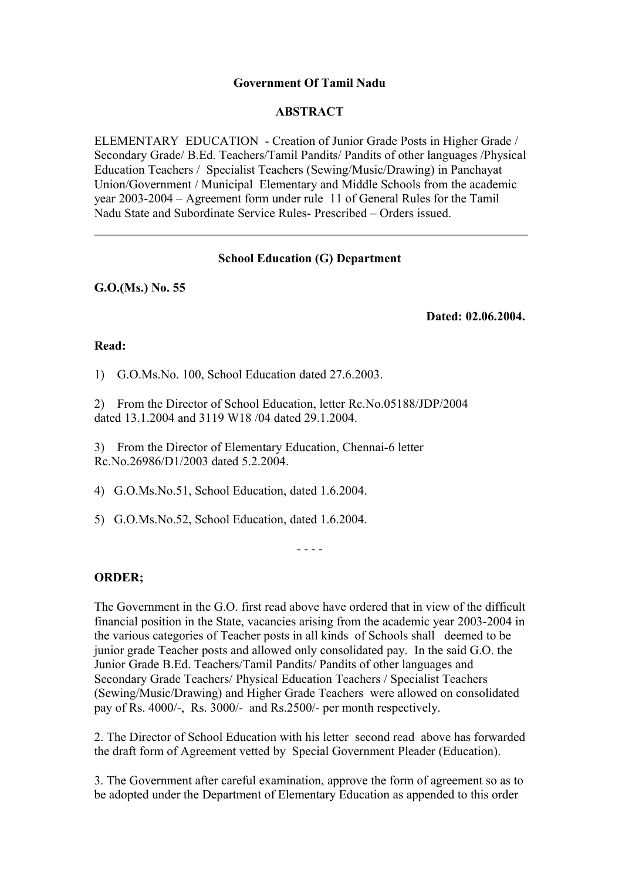**Government Of Tamil Nadu**

**ABSTRACT**

ELEMENTARY EDUCATION - Creation of Junior Grade Posts in Higher Grade / Secondary Grade/ B.Ed. Teachers/Tamil Pandits/ Pandits of other languages /Physical Education Teachers / Specialist Teachers (Sewing/Music/Drawing) in Panchayat Union/Government / Municipal Elementary and Middle Schools from the academic year 2003-2004 – Agreement form under rule 11 of General Rules for the Tamil Nadu State and Subordinate Service Rules- Prescribed – Orders issued.

---

**School Education (G) Department**

**G.O.(Ms.) No. 55**

**Dated: 02.06.2004.**

**Read:**

1) G.O.Ms.No. 100, School Education dated 27.6.2003.

2) From the Director of School Education, letter Rc.No.05188/JDP/2004 dated 13.1.2004 and 3119 W18 /04 dated 29.1.2004.

3) From the Director of Elementary Education, Chennai-6 letter Rc.No.26986/D1/2003 dated 5.2.2004.

4) G.O.Ms.No.51, School Education, dated 1.6.2004.

5) G.O.Ms.No.52, School Education, dated 1.6.2004.

- - - -

**ORDER;**

The Government in the G.O. first read above have ordered that in view of the difficult financial position in the State, vacancies arising from the academic year 2003-2004 in the various categories of Teacher posts in all kinds of Schools shall deemed to be junior grade Teacher posts and allowed only consolidated pay. In the said G.O. the Junior Grade B.Ed. Teachers/Tamil Pandits/ Pandits of other languages and Secondary Grade Teachers/ Physical Education Teachers / Specialist Teachers (Sewing/Music/Drawing) and Higher Grade Teachers were allowed on consolidated pay of Rs. 4000/-, Rs. 3000/- and Rs.2500/- per month respectively.

2. The Director of School Education with his letter second read above has forwarded the draft form of Agreement vetted by Special Government Pleader (Education).

3. The Government after careful examination, approve the form of agreement so as to be adopted under the Department of Elementary Education as appended to this order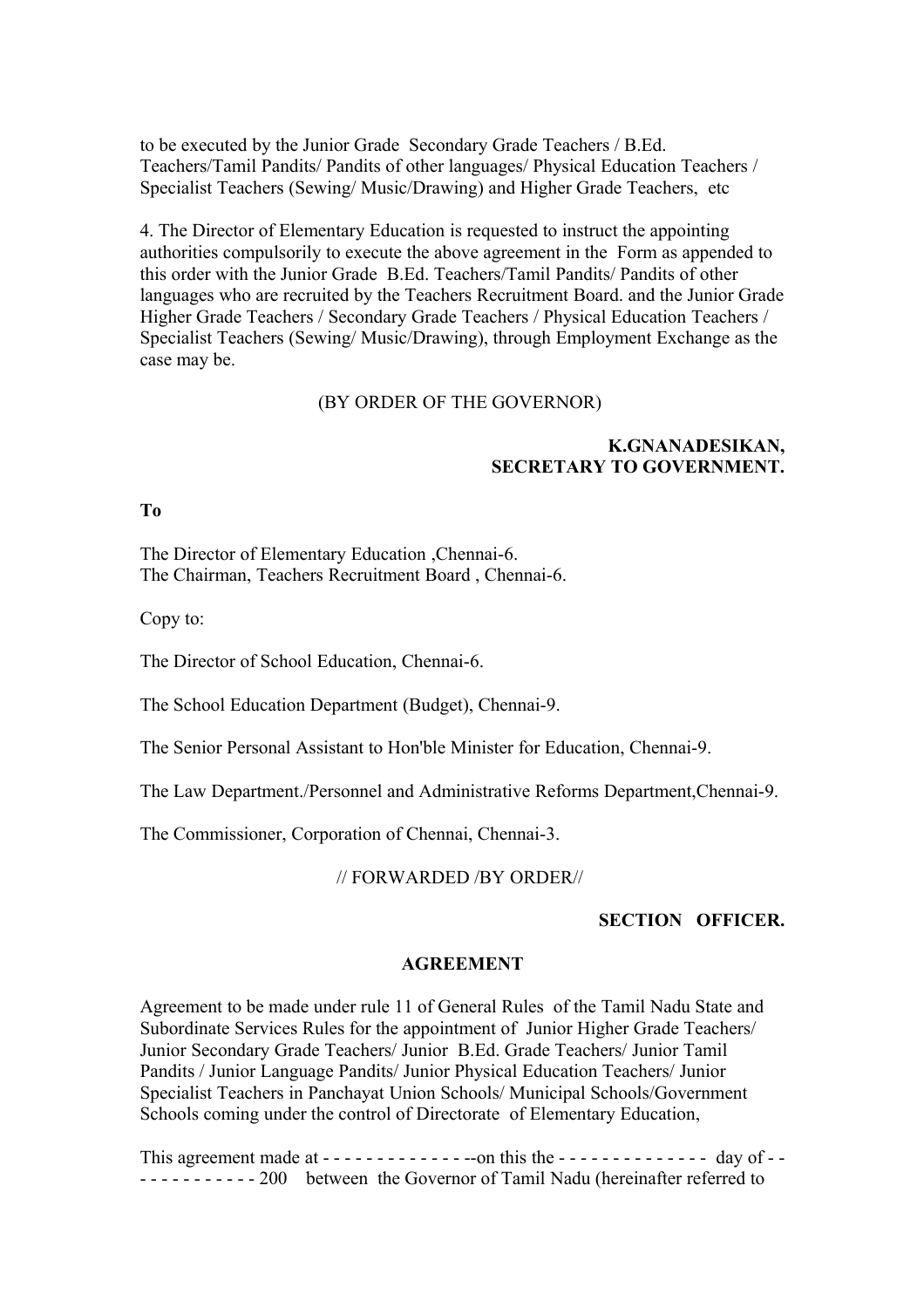to be executed by the Junior Grade Secondary Grade Teachers / B.Ed. Teachers/Tamil Pandits/ Pandits of other languages/ Physical Education Teachers / Specialist Teachers (Sewing/ Music/Drawing) and Higher Grade Teachers, etc

4. The Director of Elementary Education is requested to instruct the appointing authorities compulsorily to execute the above agreement in the Form as appended to this order with the Junior Grade B.Ed. Teachers/Tamil Pandits/ Pandits of other languages who are recruited by the Teachers Recruitment Board. and the Junior Grade Higher Grade Teachers / Secondary Grade Teachers / Physical Education Teachers / Specialist Teachers (Sewing/ Music/Drawing), through Employment Exchange as the case may be.

(BY ORDER OF THE GOVERNOR)

**K.GNANADESIKAN,**
**SECRETARY TO GOVERNMENT.**

**To**

The Director of Elementary Education ,Chennai-6.
The Chairman, Teachers Recruitment Board , Chennai-6.

Copy to:

The Director of School Education, Chennai-6.

The School Education Department (Budget), Chennai-9.

The Senior Personal Assistant to Hon'ble Minister for Education, Chennai-9.

The Law Department./Personnel and Administrative Reforms Department,Chennai-9.

The Commissioner, Corporation of Chennai, Chennai-3.

// FORWARDED /BY ORDER//

**SECTION OFFICER.**

**AGREEMENT**

Agreement to be made under rule 11 of General Rules of the Tamil Nadu State and Subordinate Services Rules for the appointment of Junior Higher Grade Teachers/ Junior Secondary Grade Teachers/ Junior B.Ed. Grade Teachers/ Junior Tamil Pandits / Junior Language Pandits/ Junior Physical Education Teachers/ Junior Specialist Teachers in Panchayat Union Schools/ Municipal Schools/Government Schools coming under the control of Directorate of Elementary Education,

This agreement made at - - - - - - - - - - - - - --on this the - - - - - - - - - - - - - - day of - - - - - - - - - - - - - 200 between the Governor of Tamil Nadu (hereinafter referred to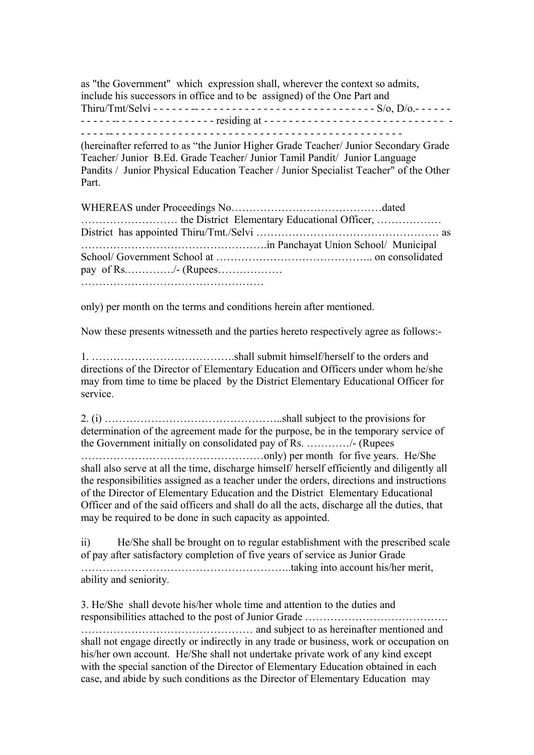as "the Government" which expression shall, wherever the context so admits, include his successors in office and to be assigned) of the One Part and Thiru/Tmt/Selvi - - - - - - -- - - - - - - - - - - - - - - - - - - - - - - - - - - - S/o, D/o.- - - - - - - - - - - -- - - - - - - - - - - - - - - - residing at - - - - - - - - - - - - - - - - - - - - - - - - - - - - - - - - - - -- - - - - - - - - - - - - - - - - - - - - - - - - - - - - - - - - - - - - - - - - - - - - -

(hereinafter referred to as "the Junior Higher Grade Teacher/ Junior Secondary Grade Teacher/ Junior B.Ed. Grade Teacher/ Junior Tamil Pandit/ Junior Language Pandits / Junior Physical Education Teacher / Junior Specialist Teacher" of the Other Part.

WHEREAS under Proceedings No……………………………………dated ……………………… the District Elementary Educational Officer, ……………… District has appointed Thiru/Tmt./Selvi …………………………………………… as ………………………………………….in Panchayat Union School/ Municipal School/ Government School at …………………………………….. on consolidated pay of Rs.…………./- (Rupees……………… ……………………………………………

only) per month on the terms and conditions herein after mentioned.

Now these presents witnesseth and the parties hereto respectively agree as follows:-

1. ………………………………….shall submit himself/herself to the orders and directions of the Director of Elementary Education and Officers under whom he/she may from time to time be placed by the District Elementary Educational Officer for service.

2. (i) …………………………………………..shall subject to the provisions for determination of the agreement made for the purpose, be in the temporary service of the Government initially on consolidated pay of Rs. …………/- (Rupees ……………………………………………only) per month for five years. He/She shall also serve at all the time, discharge himself/ herself efficiently and diligently all the responsibilities assigned as a teacher under the orders, directions and instructions of the Director of Elementary Education and the District Elementary Educational Officer and of the said officers and shall do all the acts, discharge all the duties, that may be required to be done in such capacity as appointed.

ii) He/She shall be brought on to regular establishment with the prescribed scale of pay after satisfactory completion of five years of service as Junior Grade …………………………………………………..taking into account his/her merit, ability and seniority.

3. He/She shall devote his/her whole time and attention to the duties and responsibilities attached to the post of Junior Grade …………………………………. ………………………………………… and subject to as hereinafter mentioned and shall not engage directly or indirectly in any trade or business, work or occupation on his/her own account. He/She shall not undertake private work of any kind except with the special sanction of the Director of Elementary Education obtained in each case, and abide by such conditions as the Director of Elementary Education may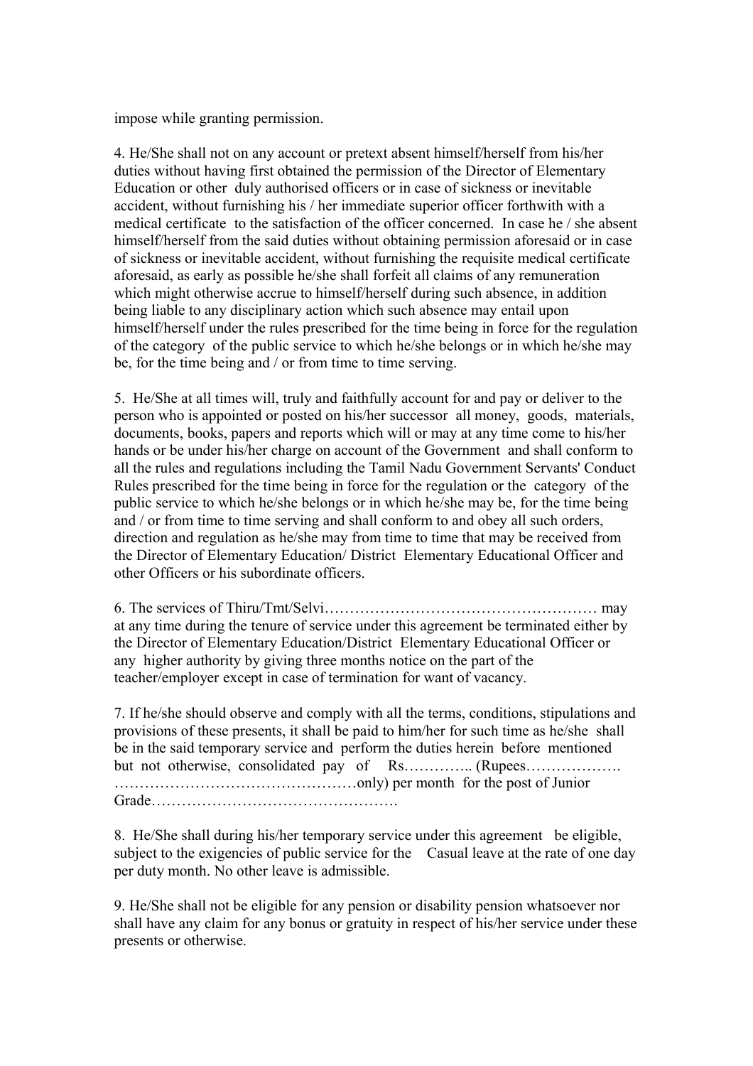impose while granting permission.

4. He/She shall not on any account or pretext absent himself/herself from his/her duties without having first obtained the permission of the Director of Elementary Education or other duly authorised officers or in case of sickness or inevitable accident, without furnishing his / her immediate superior officer forthwith with a medical certificate to the satisfaction of the officer concerned. In case he / she absent himself/herself from the said duties without obtaining permission aforesaid or in case of sickness or inevitable accident, without furnishing the requisite medical certificate aforesaid, as early as possible he/she shall forfeit all claims of any remuneration which might otherwise accrue to himself/herself during such absence, in addition being liable to any disciplinary action which such absence may entail upon himself/herself under the rules prescribed for the time being in force for the regulation of the category of the public service to which he/she belongs or in which he/she may be, for the time being and / or from time to time serving.

5. He/She at all times will, truly and faithfully account for and pay or deliver to the person who is appointed or posted on his/her successor all money, goods, materials, documents, books, papers and reports which will or may at any time come to his/her hands or be under his/her charge on account of the Government and shall conform to all the rules and regulations including the Tamil Nadu Government Servants' Conduct Rules prescribed for the time being in force for the regulation or the category of the public service to which he/she belongs or in which he/she may be, for the time being and / or from time to time serving and shall conform to and obey all such orders, direction and regulation as he/she may from time to time that may be received from the Director of Elementary Education/ District Elementary Educational Officer and other Officers or his subordinate officers.

6. The services of Thiru/Tmt/Selvi……………………………………………… may at any time during the tenure of service under this agreement be terminated either by the Director of Elementary Education/District Elementary Educational Officer or any higher authority by giving three months notice on the part of the teacher/employer except in case of termination for want of vacancy.

7. If he/she should observe and comply with all the terms, conditions, stipulations and provisions of these presents, it shall be paid to him/her for such time as he/she shall be in the said temporary service and perform the duties herein before mentioned but not otherwise, consolidated pay of Rs………….. (Rupees………………. …………………………………………only) per month for the post of Junior Grade………………………………………….

8. He/She shall during his/her temporary service under this agreement be eligible, subject to the exigencies of public service for the Casual leave at the rate of one day per duty month. No other leave is admissible.

9. He/She shall not be eligible for any pension or disability pension whatsoever nor shall have any claim for any bonus or gratuity in respect of his/her service under these presents or otherwise.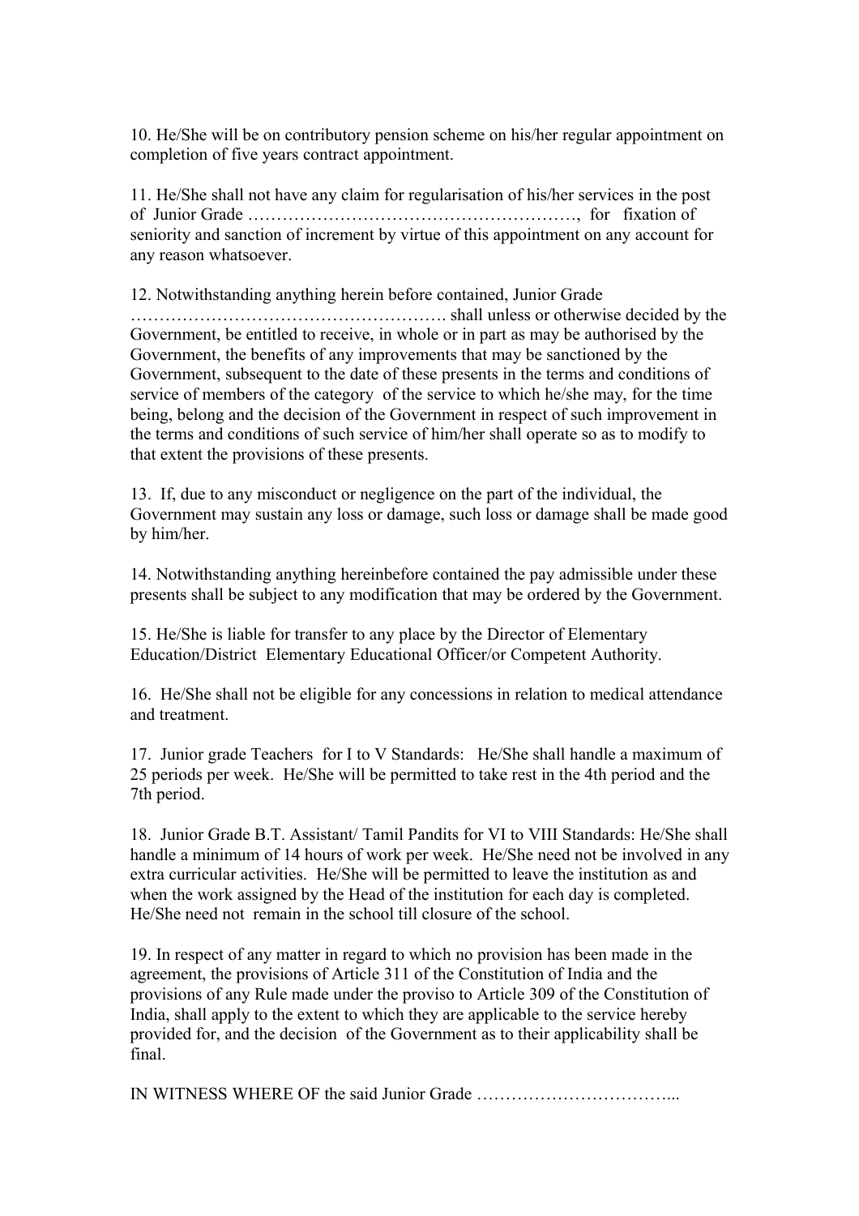10. He/She will be on contributory pension scheme on his/her regular appointment on completion of five years contract appointment.

11. He/She shall not have any claim for regularisation of his/her services in the post of Junior Grade …………………………………………………, for fixation of seniority and sanction of increment by virtue of this appointment on any account for any reason whatsoever.

12. Notwithstanding anything herein before contained, Junior Grade ………………………………………………. shall unless or otherwise decided by the Government, be entitled to receive, in whole or in part as may be authorised by the Government, the benefits of any improvements that may be sanctioned by the Government, subsequent to the date of these presents in the terms and conditions of service of members of the category of the service to which he/she may, for the time being, belong and the decision of the Government in respect of such improvement in the terms and conditions of such service of him/her shall operate so as to modify to that extent the provisions of these presents.

13. If, due to any misconduct or negligence on the part of the individual, the Government may sustain any loss or damage, such loss or damage shall be made good by him/her.

14. Notwithstanding anything hereinbefore contained the pay admissible under these presents shall be subject to any modification that may be ordered by the Government.

15. He/She is liable for transfer to any place by the Director of Elementary Education/District Elementary Educational Officer/or Competent Authority.

16. He/She shall not be eligible for any concessions in relation to medical attendance and treatment.

17. Junior grade Teachers for I to V Standards: He/She shall handle a maximum of 25 periods per week. He/She will be permitted to take rest in the 4th period and the 7th period.

18. Junior Grade B.T. Assistant/ Tamil Pandits for VI to VIII Standards: He/She shall handle a minimum of 14 hours of work per week. He/She need not be involved in any extra curricular activities. He/She will be permitted to leave the institution as and when the work assigned by the Head of the institution for each day is completed. He/She need not remain in the school till closure of the school.

19. In respect of any matter in regard to which no provision has been made in the agreement, the provisions of Article 311 of the Constitution of India and the provisions of any Rule made under the proviso to Article 309 of the Constitution of India, shall apply to the extent to which they are applicable to the service hereby provided for, and the decision of the Government as to their applicability shall be final.

IN WITNESS WHERE OF the said Junior Grade ……………………………...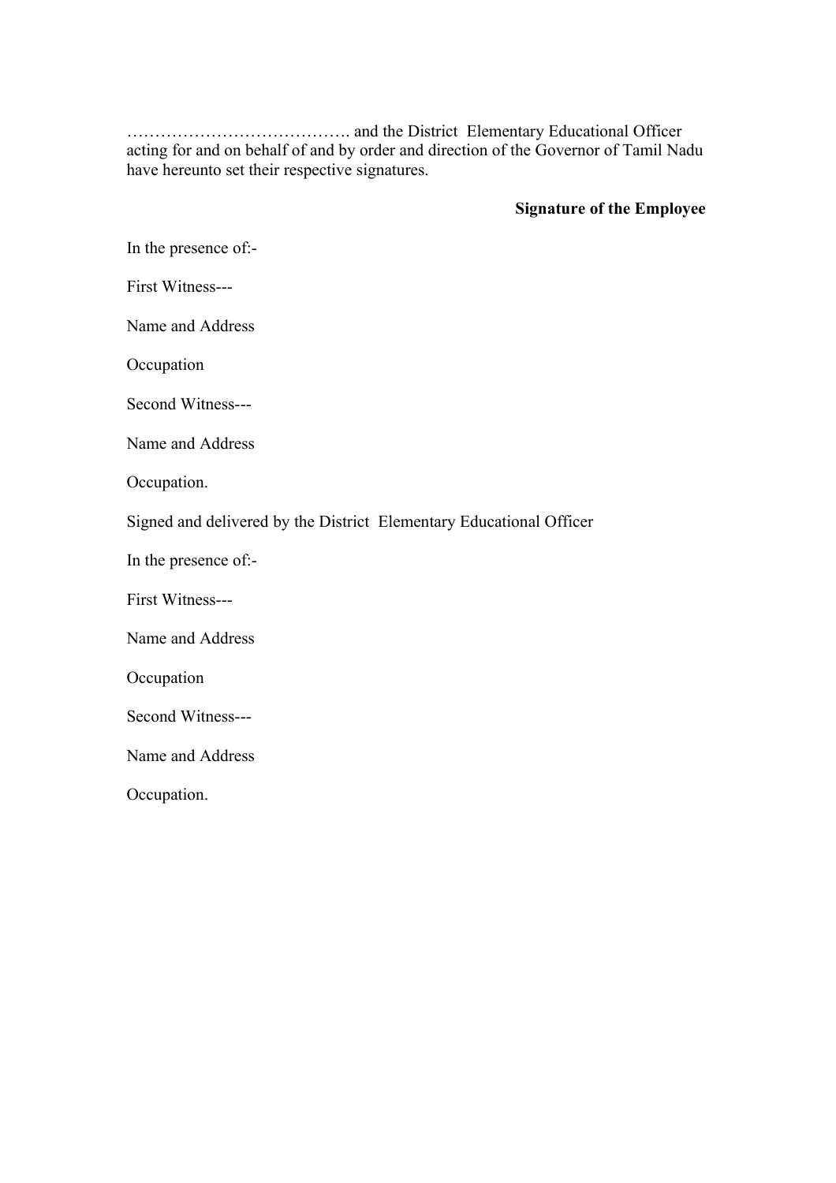…………………………………. and the District  Elementary Educational Officer acting for and on behalf of and by order and direction of the Governor of Tamil Nadu have hereunto set their respective signatures.

**Signature of the Employee**

In the presence of:-

First Witness---

Name and Address

Occupation

Second Witness---

Name and Address

Occupation.

Signed and delivered by the District  Elementary Educational Officer

In the presence of:-

First Witness---

Name and Address

Occupation

Second Witness---

Name and Address

Occupation.